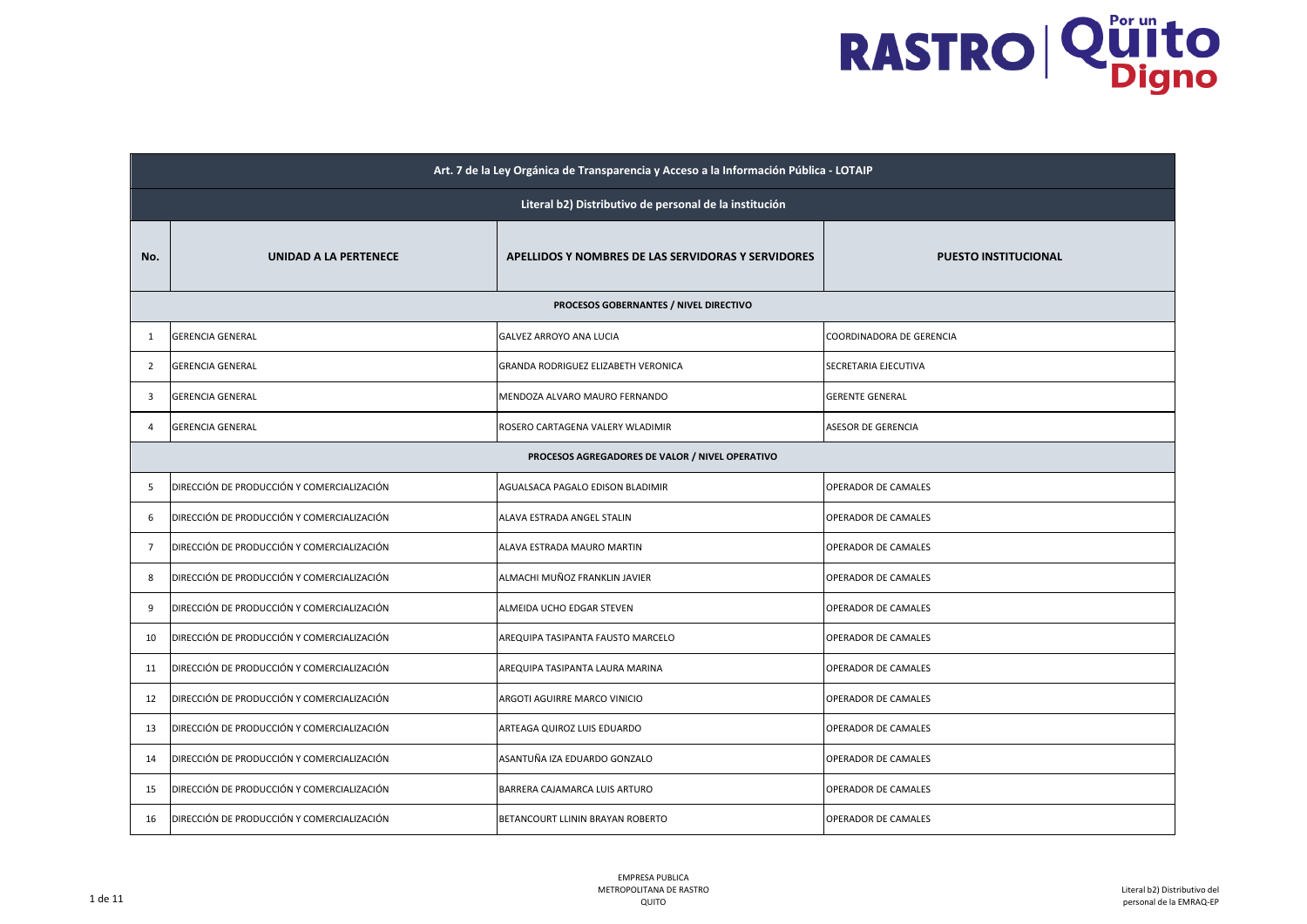| Art. 7 de la Ley Orgánica de Transparencia y Acceso a la Información Pública - LOTAIP | | | |
|---|---|---|---|
| **Literal b2) Distributivo de personal de la institución** | | | |
| **No.** | **UNIDAD A LA PERTENECE** | **APELLIDOS Y NOMBRES DE LAS SERVIDORAS Y SERVIDORES** | **PUESTO INSTITUCIONAL** |
| **PROCESOS GOBERNANTES / NIVEL DIRECTIVO** | | | |
| 1 | GERENCIA GENERAL | GALVEZ ARROYO ANA LUCIA | COORDINADORA DE GERENCIA |
| 2 | GERENCIA GENERAL | GRANDA RODRIGUEZ ELIZABETH VERONICA | SECRETARIA EJECUTIVA |
| 3 | GERENCIA GENERAL | MENDOZA ALVARO MAURO FERNANDO | GERENTE GENERAL |
| 4 | GERENCIA GENERAL | ROSERO CARTAGENA VALERY WLADIMIR | ASESOR DE GERENCIA |
| **PROCESOS AGREGADORES DE VALOR / NIVEL OPERATIVO** | | | |
| 5 | DIRECCIÓN DE PRODUCCIÓN Y COMERCIALIZACIÓN | AGUALSACA PAGALO EDISON BLADIMIR | OPERADOR DE CAMALES |
| 6 | DIRECCIÓN DE PRODUCCIÓN Y COMERCIALIZACIÓN | ALAVA ESTRADA ANGEL STALIN | OPERADOR DE CAMALES |
| 7 | DIRECCIÓN DE PRODUCCIÓN Y COMERCIALIZACIÓN | ALAVA ESTRADA MAURO MARTIN | OPERADOR DE CAMALES |
| 8 | DIRECCIÓN DE PRODUCCIÓN Y COMERCIALIZACIÓN | ALMACHI MUÑOZ FRANKLIN JAVIER | OPERADOR DE CAMALES |
| 9 | DIRECCIÓN DE PRODUCCIÓN Y COMERCIALIZACIÓN | ALMEIDA UCHO EDGAR STEVEN | OPERADOR DE CAMALES |
| 10 | DIRECCIÓN DE PRODUCCIÓN Y COMERCIALIZACIÓN | AREQUIPA TASIPANTA FAUSTO MARCELO | OPERADOR DE CAMALES |
| 11 | DIRECCIÓN DE PRODUCCIÓN Y COMERCIALIZACIÓN | AREQUIPA TASIPANTA LAURA MARINA | OPERADOR DE CAMALES |
| 12 | DIRECCIÓN DE PRODUCCIÓN Y COMERCIALIZACIÓN | ARGOTI AGUIRRE MARCO VINICIO | OPERADOR DE CAMALES |
| 13 | DIRECCIÓN DE PRODUCCIÓN Y COMERCIALIZACIÓN | ARTEAGA QUIROZ LUIS EDUARDO | OPERADOR DE CAMALES |
| 14 | DIRECCIÓN DE PRODUCCIÓN Y COMERCIALIZACIÓN | ASANTUÑA IZA EDUARDO GONZALO | OPERADOR DE CAMALES |
| 15 | DIRECCIÓN DE PRODUCCIÓN Y COMERCIALIZACIÓN | BARRERA CAJAMARCA LUIS ARTURO | OPERADOR DE CAMALES |
| 16 | DIRECCIÓN DE PRODUCCIÓN Y COMERCIALIZACIÓN | BETANCOURT LLININ BRAYAN ROBERTO | OPERADOR DE CAMALES |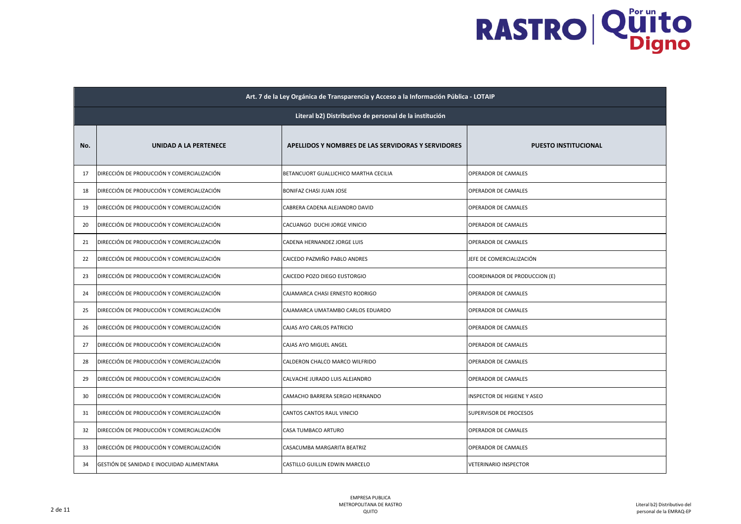| Art. 7 de la Ley Orgánica de Transparencia y Acceso a la Información Pública - LOTAIP | | | |
|---|---|---|---|
| **Literal b2) Distributivo de personal de la institución** | | | |
| **No.** | **UNIDAD A LA PERTENECE** | **APELLIDOS Y NOMBRES DE LAS SERVIDORAS Y SERVIDORES** | **PUESTO INSTITUCIONAL** |
| 17 | DIRECCIÓN DE PRODUCCIÓN Y COMERCIALIZACIÓN | BETANCUORT GUALLICHICO MARTHA CECILIA | OPERADOR DE CAMALES |
| 18 | DIRECCIÓN DE PRODUCCIÓN Y COMERCIALIZACIÓN | BONIFAZ CHASI JUAN JOSE | OPERADOR DE CAMALES |
| 19 | DIRECCIÓN DE PRODUCCIÓN Y COMERCIALIZACIÓN | CABRERA CADENA ALEJANDRO DAVID | OPERADOR DE CAMALES |
| 20 | DIRECCIÓN DE PRODUCCIÓN Y COMERCIALIZACIÓN | CACUANGO DUCHI JORGE VINICIO | OPERADOR DE CAMALES |
| 21 | DIRECCIÓN DE PRODUCCIÓN Y COMERCIALIZACIÓN | CADENA HERNANDEZ JORGE LUIS | OPERADOR DE CAMALES |
| 22 | DIRECCIÓN DE PRODUCCIÓN Y COMERCIALIZACIÓN | CAICEDO PAZMIÑO PABLO ANDRES | JEFE DE COMERCIALIZACIÓN |
| 23 | DIRECCIÓN DE PRODUCCIÓN Y COMERCIALIZACIÓN | CAICEDO POZO DIEGO EUSTORGIO | COORDINADOR DE PRODUCCION (E) |
| 24 | DIRECCIÓN DE PRODUCCIÓN Y COMERCIALIZACIÓN | CAJAMARCA CHASI ERNESTO RODRIGO | OPERADOR DE CAMALES |
| 25 | DIRECCIÓN DE PRODUCCIÓN Y COMERCIALIZACIÓN | CAJAMARCA UMATAMBO CARLOS EDUARDO | OPERADOR DE CAMALES |
| 26 | DIRECCIÓN DE PRODUCCIÓN Y COMERCIALIZACIÓN | CAJAS AYO CARLOS PATRICIO | OPERADOR DE CAMALES |
| 27 | DIRECCIÓN DE PRODUCCIÓN Y COMERCIALIZACIÓN | CAJAS AYO MIGUEL ANGEL | OPERADOR DE CAMALES |
| 28 | DIRECCIÓN DE PRODUCCIÓN Y COMERCIALIZACIÓN | CALDERON CHALCO MARCO WILFRIDO | OPERADOR DE CAMALES |
| 29 | DIRECCIÓN DE PRODUCCIÓN Y COMERCIALIZACIÓN | CALVACHE JURADO LUIS ALEJANDRO | OPERADOR DE CAMALES |
| 30 | DIRECCIÓN DE PRODUCCIÓN Y COMERCIALIZACIÓN | CAMACHO BARRERA SERGIO HERNANDO | INSPECTOR DE HIGIENE Y ASEO |
| 31 | DIRECCIÓN DE PRODUCCIÓN Y COMERCIALIZACIÓN | CANTOS CANTOS RAUL VINICIO | SUPERVISOR DE PROCESOS |
| 32 | DIRECCIÓN DE PRODUCCIÓN Y COMERCIALIZACIÓN | CASA TUMBACO ARTURO | OPERADOR DE CAMALES |
| 33 | DIRECCIÓN DE PRODUCCIÓN Y COMERCIALIZACIÓN | CASACUMBA MARGARITA BEATRIZ | OPERADOR DE CAMALES |
| 34 | GESTIÓN DE SANIDAD E INOCUIDAD ALIMENTARIA | CASTILLO GUILLIN EDWIN MARCELO | VETERINARIO INSPECTOR |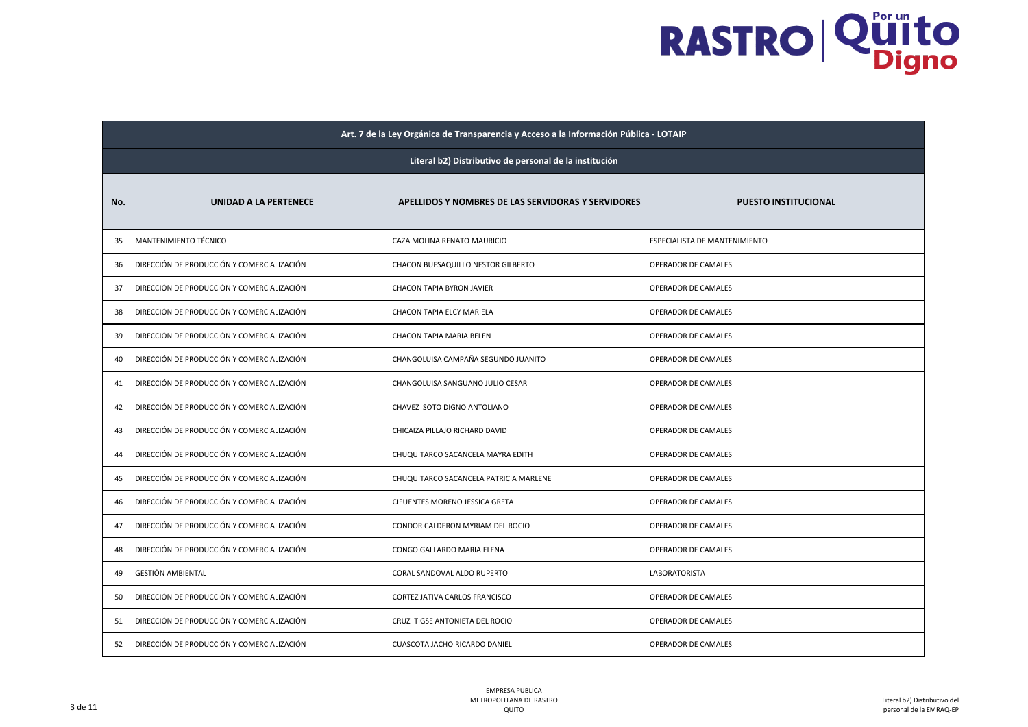| Art. 7 de la Ley Orgánica de Transparencia y Acceso a la Información Pública - LOTAIP | | | |
|---|---|---|---|
| **Literal b2) Distributivo de personal de la institución** | | | |
| **No.** | **UNIDAD A LA PERTENECE** | **APELLIDOS Y NOMBRES DE LAS SERVIDORAS Y SERVIDORES** | **PUESTO INSTITUCIONAL** |
| 35 | MANTENIMIENTO TÉCNICO | CAZA MOLINA RENATO MAURICIO | ESPECIALISTA DE MANTENIMIENTO |
| 36 | DIRECCIÓN DE PRODUCCIÓN Y COMERCIALIZACIÓN | CHACON BUESAQUILLO NESTOR GILBERTO | OPERADOR DE CAMALES |
| 37 | DIRECCIÓN DE PRODUCCIÓN Y COMERCIALIZACIÓN | CHACON TAPIA BYRON JAVIER | OPERADOR DE CAMALES |
| 38 | DIRECCIÓN DE PRODUCCIÓN Y COMERCIALIZACIÓN | CHACON TAPIA ELCY MARIELA | OPERADOR DE CAMALES |
| 39 | DIRECCIÓN DE PRODUCCIÓN Y COMERCIALIZACIÓN | CHACON TAPIA MARIA BELEN | OPERADOR DE CAMALES |
| 40 | DIRECCIÓN DE PRODUCCIÓN Y COMERCIALIZACIÓN | CHANGOLUISA CAMPAÑA SEGUNDO JUANITO | OPERADOR DE CAMALES |
| 41 | DIRECCIÓN DE PRODUCCIÓN Y COMERCIALIZACIÓN | CHANGOLUISA SANGUANO JULIO CESAR | OPERADOR DE CAMALES |
| 42 | DIRECCIÓN DE PRODUCCIÓN Y COMERCIALIZACIÓN | CHAVEZ SOTO DIGNO ANTOLIANO | OPERADOR DE CAMALES |
| 43 | DIRECCIÓN DE PRODUCCIÓN Y COMERCIALIZACIÓN | CHICAIZA PILLAJO RICHARD DAVID | OPERADOR DE CAMALES |
| 44 | DIRECCIÓN DE PRODUCCIÓN Y COMERCIALIZACIÓN | CHUQUITARCO SACANCELA MAYRA EDITH | OPERADOR DE CAMALES |
| 45 | DIRECCIÓN DE PRODUCCIÓN Y COMERCIALIZACIÓN | CHUQUITARCO SACANCELA PATRICIA MARLENE | OPERADOR DE CAMALES |
| 46 | DIRECCIÓN DE PRODUCCIÓN Y COMERCIALIZACIÓN | CIFUENTES MORENO JESSICA GRETA | OPERADOR DE CAMALES |
| 47 | DIRECCIÓN DE PRODUCCIÓN Y COMERCIALIZACIÓN | CONDOR CALDERON MYRIAM DEL ROCIO | OPERADOR DE CAMALES |
| 48 | DIRECCIÓN DE PRODUCCIÓN Y COMERCIALIZACIÓN | CONGO GALLARDO MARIA ELENA | OPERADOR DE CAMALES |
| 49 | GESTIÓN AMBIENTAL | CORAL SANDOVAL ALDO RUPERTO | LABORATORISTA |
| 50 | DIRECCIÓN DE PRODUCCIÓN Y COMERCIALIZACIÓN | CORTEZ JATIVA CARLOS FRANCISCO | OPERADOR DE CAMALES |
| 51 | DIRECCIÓN DE PRODUCCIÓN Y COMERCIALIZACIÓN | CRUZ TIGSE ANTONIETA DEL ROCIO | OPERADOR DE CAMALES |
| 52 | DIRECCIÓN DE PRODUCCIÓN Y COMERCIALIZACIÓN | CUASCOTA JACHO RICARDO DANIEL | OPERADOR DE CAMALES |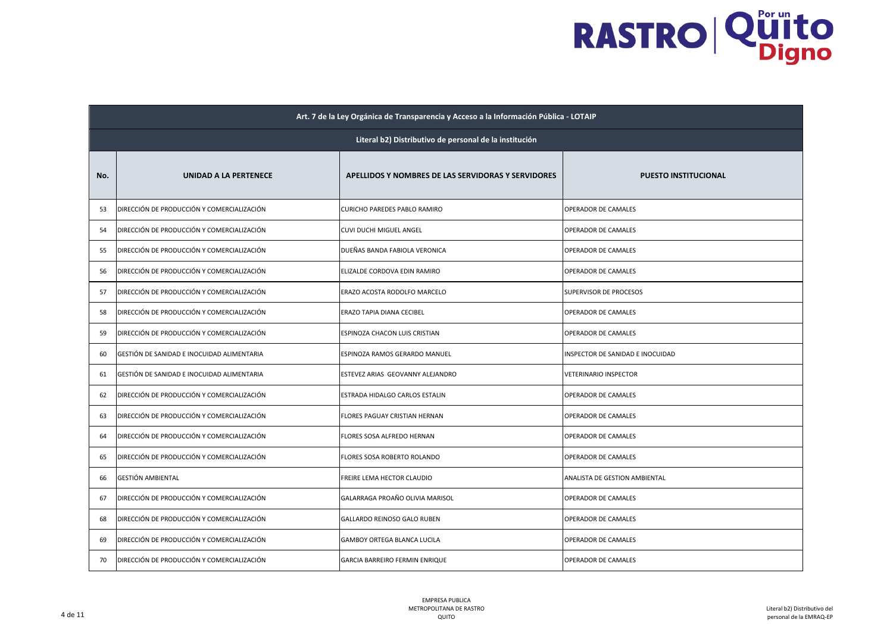| Art. 7 de la Ley Orgánica de Transparencia y Acceso a la Información Pública - LOTAIP | | | |
|---|---|---|---|
| **Literal b2) Distributivo de personal de la institución** | | | |
| **No.** | **UNIDAD A LA PERTENECE** | **APELLIDOS Y NOMBRES DE LAS SERVIDORAS Y SERVIDORES** | **PUESTO INSTITUCIONAL** |
| 53 | DIRECCIÓN DE PRODUCCIÓN Y COMERCIALIZACIÓN | CURICHO PAREDES PABLO RAMIRO | OPERADOR DE CAMALES |
| 54 | DIRECCIÓN DE PRODUCCIÓN Y COMERCIALIZACIÓN | CUVI DUCHI MIGUEL ANGEL | OPERADOR DE CAMALES |
| 55 | DIRECCIÓN DE PRODUCCIÓN Y COMERCIALIZACIÓN | DUEÑAS BANDA FABIOLA VERONICA | OPERADOR DE CAMALES |
| 56 | DIRECCIÓN DE PRODUCCIÓN Y COMERCIALIZACIÓN | ELIZALDE CORDOVA EDIN RAMIRO | OPERADOR DE CAMALES |
| 57 | DIRECCIÓN DE PRODUCCIÓN Y COMERCIALIZACIÓN | ERAZO ACOSTA RODOLFO MARCELO | SUPERVISOR DE PROCESOS |
| 58 | DIRECCIÓN DE PRODUCCIÓN Y COMERCIALIZACIÓN | ERAZO TAPIA DIANA CECIBEL | OPERADOR DE CAMALES |
| 59 | DIRECCIÓN DE PRODUCCIÓN Y COMERCIALIZACIÓN | ESPINOZA CHACON LUIS CRISTIAN | OPERADOR DE CAMALES |
| 60 | GESTIÓN DE SANIDAD E INOCUIDAD ALIMENTARIA | ESPINOZA RAMOS GERARDO MANUEL | INSPECTOR DE SANIDAD E INOCUIDAD |
| 61 | GESTIÓN DE SANIDAD E INOCUIDAD ALIMENTARIA | ESTEVEZ ARIAS GEOVANNY ALEJANDRO | VETERINARIO INSPECTOR |
| 62 | DIRECCIÓN DE PRODUCCIÓN Y COMERCIALIZACIÓN | ESTRADA HIDALGO CARLOS ESTALIN | OPERADOR DE CAMALES |
| 63 | DIRECCIÓN DE PRODUCCIÓN Y COMERCIALIZACIÓN | FLORES PAGUAY CRISTIAN HERNAN | OPERADOR DE CAMALES |
| 64 | DIRECCIÓN DE PRODUCCIÓN Y COMERCIALIZACIÓN | FLORES SOSA ALFREDO HERNAN | OPERADOR DE CAMALES |
| 65 | DIRECCIÓN DE PRODUCCIÓN Y COMERCIALIZACIÓN | FLORES SOSA ROBERTO ROLANDO | OPERADOR DE CAMALES |
| 66 | GESTIÓN AMBIENTAL | FREIRE LEMA HECTOR CLAUDIO | ANALISTA DE GESTION AMBIENTAL |
| 67 | DIRECCIÓN DE PRODUCCIÓN Y COMERCIALIZACIÓN | GALARRAGA PROAÑO OLIVIA MARISOL | OPERADOR DE CAMALES |
| 68 | DIRECCIÓN DE PRODUCCIÓN Y COMERCIALIZACIÓN | GALLARDO REINOSO GALO RUBEN | OPERADOR DE CAMALES |
| 69 | DIRECCIÓN DE PRODUCCIÓN Y COMERCIALIZACIÓN | GAMBOY ORTEGA BLANCA LUCILA | OPERADOR DE CAMALES |
| 70 | DIRECCIÓN DE PRODUCCIÓN Y COMERCIALIZACIÓN | GARCIA BARREIRO FERMIN ENRIQUE | OPERADOR DE CAMALES |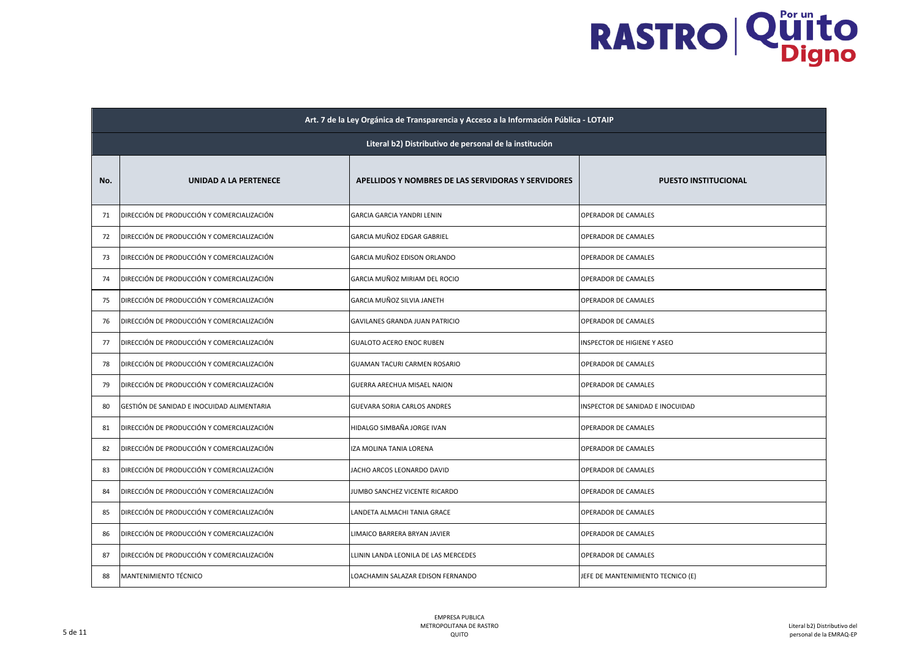| Art. 7 de la Ley Orgánica de Transparencia y Acceso a la Información Pública - LOTAIP | | | |
|---|---|---|---|
| **Literal b2) Distributivo de personal de la institución** | | | |
| **No.** | **UNIDAD A LA PERTENECE** | **APELLIDOS Y NOMBRES DE LAS SERVIDORAS Y SERVIDORES** | **PUESTO INSTITUCIONAL** |
| 71 | DIRECCIÓN DE PRODUCCIÓN Y COMERCIALIZACIÓN | GARCIA GARCIA YANDRI LENIN | OPERADOR DE CAMALES |
| 72 | DIRECCIÓN DE PRODUCCIÓN Y COMERCIALIZACIÓN | GARCIA MUÑOZ EDGAR GABRIEL | OPERADOR DE CAMALES |
| 73 | DIRECCIÓN DE PRODUCCIÓN Y COMERCIALIZACIÓN | GARCIA MUÑOZ EDISON ORLANDO | OPERADOR DE CAMALES |
| 74 | DIRECCIÓN DE PRODUCCIÓN Y COMERCIALIZACIÓN | GARCIA MUÑOZ MIRIAM DEL ROCIO | OPERADOR DE CAMALES |
| 75 | DIRECCIÓN DE PRODUCCIÓN Y COMERCIALIZACIÓN | GARCIA MUÑOZ SILVIA JANETH | OPERADOR DE CAMALES |
| 76 | DIRECCIÓN DE PRODUCCIÓN Y COMERCIALIZACIÓN | GAVILANES GRANDA JUAN PATRICIO | OPERADOR DE CAMALES |
| 77 | DIRECCIÓN DE PRODUCCIÓN Y COMERCIALIZACIÓN | GUALOTO ACERO ENOC RUBEN | INSPECTOR DE HIGIENE Y ASEO |
| 78 | DIRECCIÓN DE PRODUCCIÓN Y COMERCIALIZACIÓN | GUAMAN TACURI CARMEN ROSARIO | OPERADOR DE CAMALES |
| 79 | DIRECCIÓN DE PRODUCCIÓN Y COMERCIALIZACIÓN | GUERRA ARECHUA MISAEL NAION | OPERADOR DE CAMALES |
| 80 | GESTIÓN DE SANIDAD E INOCUIDAD ALIMENTARIA | GUEVARA SORIA CARLOS ANDRES | INSPECTOR DE SANIDAD E INOCUIDAD |
| 81 | DIRECCIÓN DE PRODUCCIÓN Y COMERCIALIZACIÓN | HIDALGO SIMBAÑA JORGE IVAN | OPERADOR DE CAMALES |
| 82 | DIRECCIÓN DE PRODUCCIÓN Y COMERCIALIZACIÓN | IZA MOLINA TANIA LORENA | OPERADOR DE CAMALES |
| 83 | DIRECCIÓN DE PRODUCCIÓN Y COMERCIALIZACIÓN | JACHO ARCOS LEONARDO DAVID | OPERADOR DE CAMALES |
| 84 | DIRECCIÓN DE PRODUCCIÓN Y COMERCIALIZACIÓN | JUMBO SANCHEZ VICENTE RICARDO | OPERADOR DE CAMALES |
| 85 | DIRECCIÓN DE PRODUCCIÓN Y COMERCIALIZACIÓN | LANDETA ALMACHI TANIA GRACE | OPERADOR DE CAMALES |
| 86 | DIRECCIÓN DE PRODUCCIÓN Y COMERCIALIZACIÓN | LIMAICO BARRERA BRYAN JAVIER | OPERADOR DE CAMALES |
| 87 | DIRECCIÓN DE PRODUCCIÓN Y COMERCIALIZACIÓN | LLININ LANDA LEONILA DE LAS MERCEDES | OPERADOR DE CAMALES |
| 88 | MANTENIMIENTO TÉCNICO | LOACHAMIN SALAZAR EDISON FERNANDO | JEFE DE MANTENIMIENTO TECNICO (E) |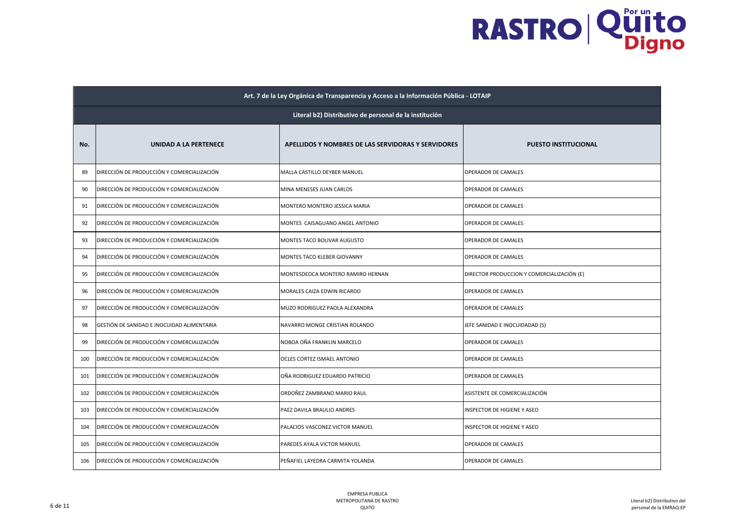| Art. 7 de la Ley Orgánica de Transparencia y Acceso a la Información Pública - LOTAIP | | | |
|---|---|---|---|
| **Literal b2) Distributivo de personal de la institución** | | | |
| **No.** | **UNIDAD A LA PERTENECE** | **APELLIDOS Y NOMBRES DE LAS SERVIDORAS Y SERVIDORES** | **PUESTO INSTITUCIONAL** |
| 89 | DIRECCIÓN DE PRODUCCIÓN Y COMERCIALIZACIÓN | MALLA CASTILLO DEYBER MANUEL | OPERADOR DE CAMALES |
| 90 | DIRECCIÓN DE PRODUCCIÓN Y COMERCIALIZACIÓN | MINA MENESES JUAN CARLOS | OPERADOR DE CAMALES |
| 91 | DIRECCIÓN DE PRODUCCIÓN Y COMERCIALIZACIÓN | MONTERO MONTERO JESSICA MARIA | OPERADOR DE CAMALES |
| 92 | DIRECCIÓN DE PRODUCCIÓN Y COMERCIALIZACIÓN | MONTES CAISAGUANO ANGEL ANTONIO | OPERADOR DE CAMALES |
| 93 | DIRECCIÓN DE PRODUCCIÓN Y COMERCIALIZACIÓN | MONTES TACO BOLIVAR AUGUSTO | OPERADOR DE CAMALES |
| 94 | DIRECCIÓN DE PRODUCCIÓN Y COMERCIALIZACIÓN | MONTES TACO KLEBER GIOVANNY | OPERADOR DE CAMALES |
| 95 | DIRECCIÓN DE PRODUCCIÓN Y COMERCIALIZACIÓN | MONTESDEOCA MONTERO RAMIRO HERNAN | DIRECTOR PRODUCCION Y COMERCIALIZACIÓN (E) |
| 96 | DIRECCIÓN DE PRODUCCIÓN Y COMERCIALIZACIÓN | MORALES CAIZA EDWIN RICARDO | OPERADOR DE CAMALES |
| 97 | DIRECCIÓN DE PRODUCCIÓN Y COMERCIALIZACIÓN | MUZO RODRIGUEZ PAOLA ALEXANDRA | OPERADOR DE CAMALES |
| 98 | GESTIÓN DE SANIDAD E INOCUIDAD ALIMENTARIA | NAVARRO MONGE CRISTIAN ROLANDO | JEFE SANIDAD E INOCUIDADAD (S) |
| 99 | DIRECCIÓN DE PRODUCCIÓN Y COMERCIALIZACIÓN | NOBOA OÑA FRANKLIN MARCELO | OPERADOR DE CAMALES |
| 100 | DIRECCIÓN DE PRODUCCIÓN Y COMERCIALIZACIÓN | OCLES CORTEZ ISMAEL ANTONIO | OPERADOR DE CAMALES |
| 101 | DIRECCIÓN DE PRODUCCIÓN Y COMERCIALIZACIÓN | OÑA RODRIGUEZ EDUARDO PATRICIO | OPERADOR DE CAMALES |
| 102 | DIRECCIÓN DE PRODUCCIÓN Y COMERCIALIZACIÓN | ORDOÑEZ ZAMBRANO MARIO RAUL | ASISTENTE DE COMERCIALIZACIÓN |
| 103 | DIRECCIÓN DE PRODUCCIÓN Y COMERCIALIZACIÓN | PAEZ DAVILA BRAULIO ANDRES | INSPECTOR DE HIGIENE Y ASEO |
| 104 | DIRECCIÓN DE PRODUCCIÓN Y COMERCIALIZACIÓN | PALACIOS VASCONEZ VICTOR MANUEL | INSPECTOR DE HIGIENE Y ASEO |
| 105 | DIRECCIÓN DE PRODUCCIÓN Y COMERCIALIZACIÓN | PAREDES AYALA VICTOR MANUEL | OPERADOR DE CAMALES |
| 106 | DIRECCIÓN DE PRODUCCIÓN Y COMERCIALIZACIÓN | PEÑAFIEL LAYEDRA CARMITA YOLANDA | OPERADOR DE CAMALES |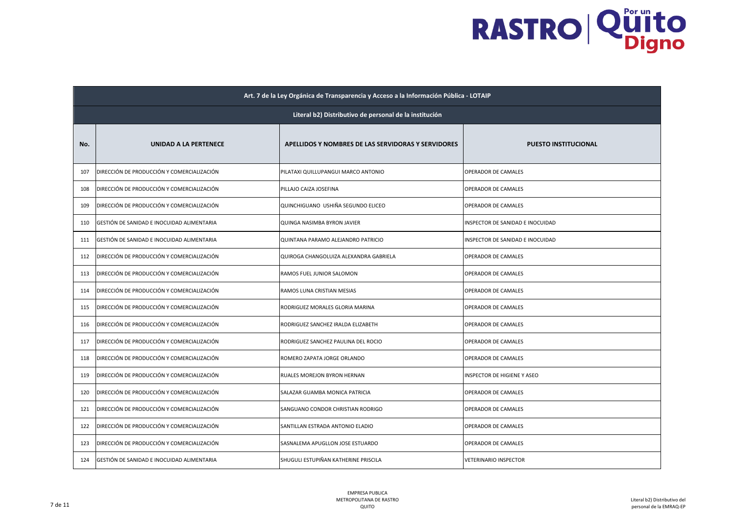| Art. 7 de la Ley Orgánica de Transparencia y Acceso a la Información Pública - LOTAIP | | | |
|---|---|---|---|
| **Literal b2) Distributivo de personal de la institución** | | | |
| **No.** | **UNIDAD A LA PERTENECE** | **APELLIDOS Y NOMBRES DE LAS SERVIDORAS Y SERVIDORES** | **PUESTO INSTITUCIONAL** |
| 107 | DIRECCIÓN DE PRODUCCIÓN Y COMERCIALIZACIÓN | PILATAXI QUILLUPANGUI MARCO ANTONIO | OPERADOR DE CAMALES |
| 108 | DIRECCIÓN DE PRODUCCIÓN Y COMERCIALIZACIÓN | PILLAJO CAIZA JOSEFINA | OPERADOR DE CAMALES |
| 109 | DIRECCIÓN DE PRODUCCIÓN Y COMERCIALIZACIÓN | QUINCHIGUANO USHIÑA SEGUNDO ELICEO | OPERADOR DE CAMALES |
| 110 | GESTIÓN DE SANIDAD E INOCUIDAD ALIMENTARIA | QUINGA NASIMBA BYRON JAVIER | INSPECTOR DE SANIDAD E INOCUIDAD |
| 111 | GESTIÓN DE SANIDAD E INOCUIDAD ALIMENTARIA | QUINTANA PARAMO ALEJANDRO PATRICIO | INSPECTOR DE SANIDAD E INOCUIDAD |
| 112 | DIRECCIÓN DE PRODUCCIÓN Y COMERCIALIZACIÓN | QUIROGA CHANGOLUIZA ALEXANDRA GABRIELA | OPERADOR DE CAMALES |
| 113 | DIRECCIÓN DE PRODUCCIÓN Y COMERCIALIZACIÓN | RAMOS FUEL JUNIOR SALOMON | OPERADOR DE CAMALES |
| 114 | DIRECCIÓN DE PRODUCCIÓN Y COMERCIALIZACIÓN | RAMOS LUNA CRISTIAN MESIAS | OPERADOR DE CAMALES |
| 115 | DIRECCIÓN DE PRODUCCIÓN Y COMERCIALIZACIÓN | RODRIGUEZ MORALES GLORIA MARINA | OPERADOR DE CAMALES |
| 116 | DIRECCIÓN DE PRODUCCIÓN Y COMERCIALIZACIÓN | RODRIGUEZ SANCHEZ IRALDA ELIZABETH | OPERADOR DE CAMALES |
| 117 | DIRECCIÓN DE PRODUCCIÓN Y COMERCIALIZACIÓN | RODRIGUEZ SANCHEZ PAULINA DEL ROCIO | OPERADOR DE CAMALES |
| 118 | DIRECCIÓN DE PRODUCCIÓN Y COMERCIALIZACIÓN | ROMERO ZAPATA JORGE ORLANDO | OPERADOR DE CAMALES |
| 119 | DIRECCIÓN DE PRODUCCIÓN Y COMERCIALIZACIÓN | RUALES MOREJON BYRON HERNAN | INSPECTOR DE HIGIENE Y ASEO |
| 120 | DIRECCIÓN DE PRODUCCIÓN Y COMERCIALIZACIÓN | SALAZAR GUAMBA MONICA PATRICIA | OPERADOR DE CAMALES |
| 121 | DIRECCIÓN DE PRODUCCIÓN Y COMERCIALIZACIÓN | SANGUANO CONDOR CHRISTIAN RODRIGO | OPERADOR DE CAMALES |
| 122 | DIRECCIÓN DE PRODUCCIÓN Y COMERCIALIZACIÓN | SANTILLAN ESTRADA ANTONIO ELADIO | OPERADOR DE CAMALES |
| 123 | DIRECCIÓN DE PRODUCCIÓN Y COMERCIALIZACIÓN | SASNALEMA APUGLLON JOSE ESTUARDO | OPERADOR DE CAMALES |
| 124 | GESTIÓN DE SANIDAD E INOCUIDAD ALIMENTARIA | SHUGULI ESTUPIÑAN KATHERINE PRISCILA | VETERINARIO INSPECTOR |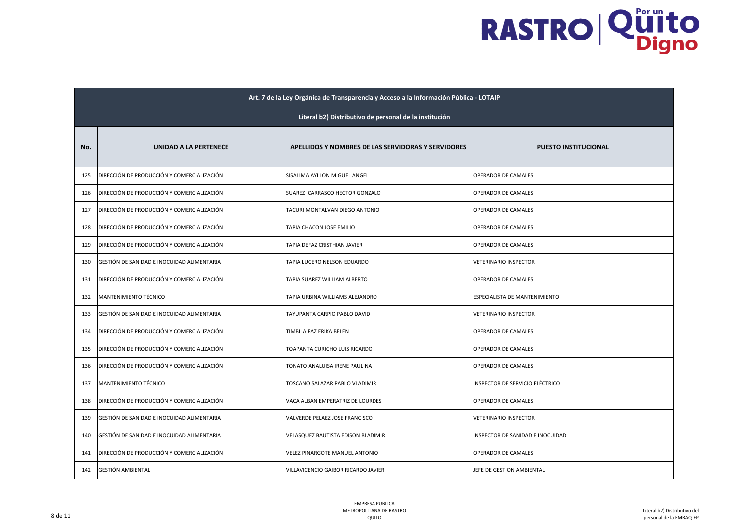| Art. 7 de la Ley Orgánica de Transparencia y Acceso a la Información Pública - LOTAIP | | | |
|---|---|---|---|
| **Literal b2) Distributivo de personal de la institución** | | | |
| **No.** | **UNIDAD A LA PERTENECE** | **APELLIDOS Y NOMBRES DE LAS SERVIDORAS Y SERVIDORES** | **PUESTO INSTITUCIONAL** |
| 125 | DIRECCIÓN DE PRODUCCIÓN Y COMERCIALIZACIÓN | SISALIMA AYLLON MIGUEL ANGEL | OPERADOR DE CAMALES |
| 126 | DIRECCIÓN DE PRODUCCIÓN Y COMERCIALIZACIÓN | SUAREZ CARRASCO HECTOR GONZALO | OPERADOR DE CAMALES |
| 127 | DIRECCIÓN DE PRODUCCIÓN Y COMERCIALIZACIÓN | TACURI MONTALVAN DIEGO ANTONIO | OPERADOR DE CAMALES |
| 128 | DIRECCIÓN DE PRODUCCIÓN Y COMERCIALIZACIÓN | TAPIA CHACON JOSE EMILIO | OPERADOR DE CAMALES |
| 129 | DIRECCIÓN DE PRODUCCIÓN Y COMERCIALIZACIÓN | TAPIA DEFAZ CRISTHIAN JAVIER | OPERADOR DE CAMALES |
| 130 | GESTIÓN DE SANIDAD E INOCUIDAD ALIMENTARIA | TAPIA LUCERO NELSON EDUARDO | VETERINARIO INSPECTOR |
| 131 | DIRECCIÓN DE PRODUCCIÓN Y COMERCIALIZACIÓN | TAPIA SUAREZ WILLIAM ALBERTO | OPERADOR DE CAMALES |
| 132 | MANTENIMIENTO TÉCNICO | TAPIA URBINA WILLIAMS ALEJANDRO | ESPECIALISTA DE MANTENIMIENTO |
| 133 | GESTIÓN DE SANIDAD E INOCUIDAD ALIMENTARIA | TAYUPANTA CARPIO PABLO DAVID | VETERINARIO INSPECTOR |
| 134 | DIRECCIÓN DE PRODUCCIÓN Y COMERCIALIZACIÓN | TIMBILA FAZ ERIKA BELEN | OPERADOR DE CAMALES |
| 135 | DIRECCIÓN DE PRODUCCIÓN Y COMERCIALIZACIÓN | TOAPANTA CURICHO LUIS RICARDO | OPERADOR DE CAMALES |
| 136 | DIRECCIÓN DE PRODUCCIÓN Y COMERCIALIZACIÓN | TONATO ANALUISA IRENE PAULINA | OPERADOR DE CAMALES |
| 137 | MANTENIMIENTO TÉCNICO | TOSCANO SALAZAR PABLO VLADIMIR | INSPECTOR DE SERVICIO ELÈCTRICO |
| 138 | DIRECCIÓN DE PRODUCCIÓN Y COMERCIALIZACIÓN | VACA ALBAN EMPERATRIZ DE LOURDES | OPERADOR DE CAMALES |
| 139 | GESTIÓN DE SANIDAD E INOCUIDAD ALIMENTARIA | VALVERDE PELAEZ JOSE FRANCISCO | VETERINARIO INSPECTOR |
| 140 | GESTIÓN DE SANIDAD E INOCUIDAD ALIMENTARIA | VELASQUEZ BAUTISTA EDISON BLADIMIR | INSPECTOR DE SANIDAD E INOCUIDAD |
| 141 | DIRECCIÓN DE PRODUCCIÓN Y COMERCIALIZACIÓN | VELEZ PINARGOTE MANUEL ANTONIO | OPERADOR DE CAMALES |
| 142 | GESTIÓN AMBIENTAL | VILLAVICENCIO GAIBOR RICARDO JAVIER | JEFE DE GESTION AMBIENTAL |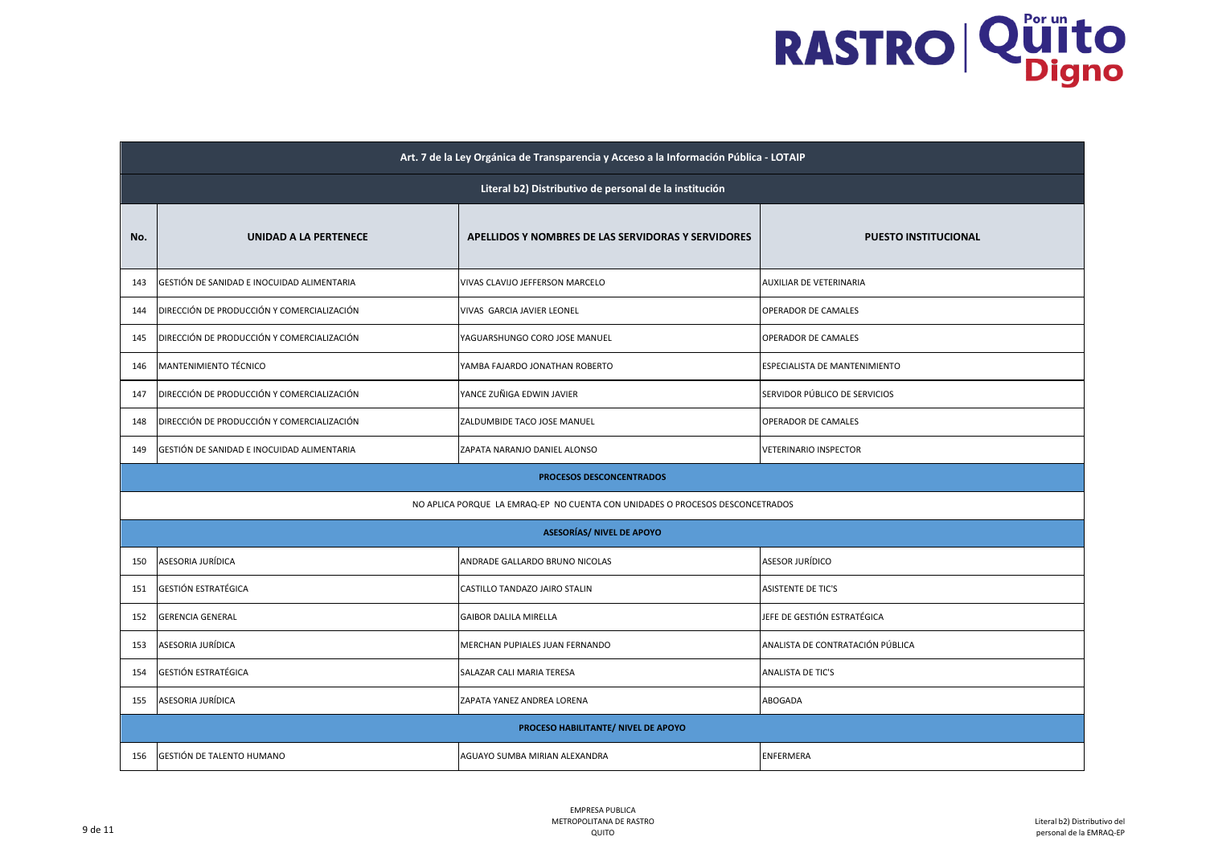| Art. 7 de la Ley Orgánica de Transparencia y Acceso a la Información Pública - LOTAIP | | | |
|---|---|---|---|
| **Literal b2) Distributivo de personal de la institución** | | | |
| **No.** | **UNIDAD A LA PERTENECE** | **APELLIDOS Y NOMBRES DE LAS SERVIDORAS Y SERVIDORES** | **PUESTO INSTITUCIONAL** |
| 143 | GESTIÓN DE SANIDAD E INOCUIDAD ALIMENTARIA | VIVAS CLAVIJO JEFFERSON MARCELO | AUXILIAR DE VETERINARIA |
| 144 | DIRECCIÓN DE PRODUCCIÓN Y COMERCIALIZACIÓN | VIVAS GARCIA JAVIER LEONEL | OPERADOR DE CAMALES |
| 145 | DIRECCIÓN DE PRODUCCIÓN Y COMERCIALIZACIÓN | YAGUARSHUNGO CORO JOSE MANUEL | OPERADOR DE CAMALES |
| 146 | MANTENIMIENTO TÉCNICO | YAMBA FAJARDO JONATHAN ROBERTO | ESPECIALISTA DE MANTENIMIENTO |
| 147 | DIRECCIÓN DE PRODUCCIÓN Y COMERCIALIZACIÓN | YANCE ZUÑIGA EDWIN JAVIER | SERVIDOR PÚBLICO DE SERVICIOS |
| 148 | DIRECCIÓN DE PRODUCCIÓN Y COMERCIALIZACIÓN | ZALDUMBIDE TACO JOSE MANUEL | OPERADOR DE CAMALES |
| 149 | GESTIÓN DE SANIDAD E INOCUIDAD ALIMENTARIA | ZAPATA NARANJO DANIEL ALONSO | VETERINARIO INSPECTOR |
| **PROCESOS DESCONCENTRADOS** | | | |
| NO APLICA PORQUE LA EMRAQ-EP NO CUENTA CON UNIDADES O PROCESOS DESCONCETRADOS | | | |
| **ASESORÍAS/ NIVEL DE APOYO** | | | |
| 150 | ASESORIA JURÍDICA | ANDRADE GALLARDO BRUNO NICOLAS | ASESOR JURÍDICO |
| 151 | GESTIÓN ESTRATÉGICA | CASTILLO TANDAZO JAIRO STALIN | ASISTENTE DE TIC'S |
| 152 | GERENCIA GENERAL | GAIBOR DALILA MIRELLA | JEFE DE GESTIÓN ESTRATÉGICA |
| 153 | ASESORIA JURÍDICA | MERCHAN PUPIALES JUAN FERNANDO | ANALISTA DE CONTRATACIÓN PÚBLICA |
| 154 | GESTIÓN ESTRATÉGICA | SALAZAR CALI MARIA TERESA | ANALISTA DE TIC'S |
| 155 | ASESORIA JURÍDICA | ZAPATA YANEZ ANDREA LORENA | ABOGADA |
| **PROCESO HABILITANTE/ NIVEL DE APOYO** | | | |
| 156 | GESTIÓN DE TALENTO HUMANO | AGUAYO SUMBA MIRIAN ALEXANDRA | ENFERMERA |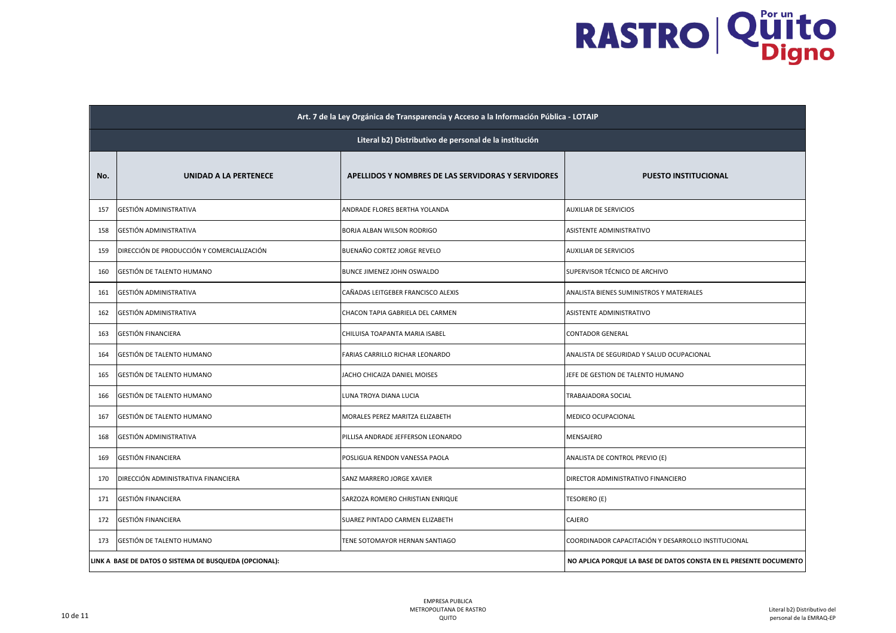| Art. 7 de la Ley Orgánica de Transparencia y Acceso a la Información Pública - LOTAIP | | | |
|---|---|---|---|
| **Literal b2) Distributivo de personal de la institución** | | | |
| **No.** | **UNIDAD A LA PERTENECE** | **APELLIDOS Y NOMBRES DE LAS SERVIDORAS Y SERVIDORES** | **PUESTO INSTITUCIONAL** |
| 157 | GESTIÓN ADMINISTRATIVA | ANDRADE FLORES BERTHA YOLANDA | AUXILIAR DE SERVICIOS |
| 158 | GESTIÓN ADMINISTRATIVA | BORJA ALBAN WILSON RODRIGO | ASISTENTE ADMINISTRATIVO |
| 159 | DIRECCIÓN DE PRODUCCIÓN Y COMERCIALIZACIÓN | BUENAÑO CORTEZ JORGE REVELO | AUXILIAR DE SERVICIOS |
| 160 | GESTIÓN DE TALENTO HUMANO | BUNCE JIMENEZ JOHN OSWALDO | SUPERVISOR TÉCNICO DE ARCHIVO |
| 161 | GESTIÓN ADMINISTRATIVA | CAÑADAS LEITGEBER FRANCISCO ALEXIS | ANALISTA BIENES SUMINISTROS Y MATERIALES |
| 162 | GESTIÓN ADMINISTRATIVA | CHACON TAPIA GABRIELA DEL CARMEN | ASISTENTE ADMINISTRATIVO |
| 163 | GESTIÓN FINANCIERA | CHILUISA TOAPANTA MARIA ISABEL | CONTADOR GENERAL |
| 164 | GESTIÓN DE TALENTO HUMANO | FARIAS CARRILLO RICHAR LEONARDO | ANALISTA DE SEGURIDAD Y SALUD OCUPACIONAL |
| 165 | GESTIÓN DE TALENTO HUMANO | JACHO CHICAIZA DANIEL MOISES | JEFE DE GESTION DE TALENTO HUMANO |
| 166 | GESTIÓN DE TALENTO HUMANO | LUNA TROYA DIANA LUCIA | TRABAJADORA SOCIAL |
| 167 | GESTIÓN DE TALENTO HUMANO | MORALES PEREZ MARITZA ELIZABETH | MEDICO OCUPACIONAL |
| 168 | GESTIÓN ADMINISTRATIVA | PILLISA ANDRADE JEFFERSON LEONARDO | MENSAJERO |
| 169 | GESTIÓN FINANCIERA | POSLIGUA RENDON VANESSA PAOLA | ANALISTA DE CONTROL PREVIO (E) |
| 170 | DIRECCIÓN ADMINISTRATIVA FINANCIERA | SANZ MARRERO JORGE XAVIER | DIRECTOR ADMINISTRATIVO FINANCIERO |
| 171 | GESTIÓN FINANCIERA | SARZOZA ROMERO CHRISTIAN ENRIQUE | TESORERO (E) |
| 172 | GESTIÓN FINANCIERA | SUAREZ PINTADO CARMEN ELIZABETH | CAJERO |
| 173 | GESTIÓN DE TALENTO HUMANO | TENE SOTOMAYOR HERNAN SANTIAGO | COORDINADOR CAPACITACIÓN Y DESARROLLO INSTITUCIONAL |
| **LINK A BASE DE DATOS O SISTEMA DE BUSQUEDA (OPCIONAL):** | | | **NO APLICA PORQUE LA BASE DE DATOS CONSTA EN EL PRESENTE DOCUMENTO** |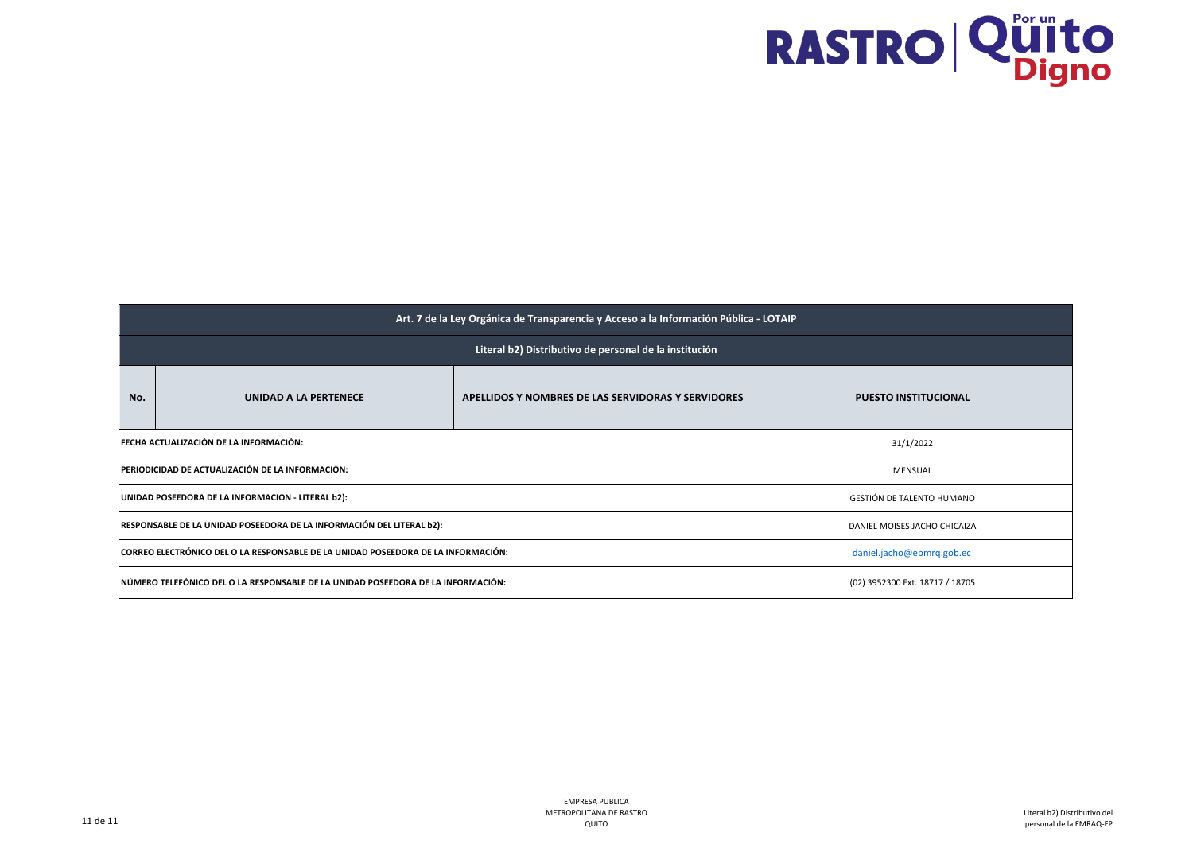| Art. 7 de la Ley Orgánica de Transparencia y Acceso a la Información Pública - LOTAIP | | | |
|---|---|---|---|
| **Literal b2) Distributivo de personal de la institución** | | | |
| **No.** | **UNIDAD A LA PERTENECE** | **APELLIDOS Y NOMBRES DE LAS SERVIDORAS Y SERVIDORES** | **PUESTO INSTITUCIONAL** |
| **FECHA ACTUALIZACIÓN DE LA INFORMACIÓN:** | | | 31/1/2022 |
| **PERIODICIDAD DE ACTUALIZACIÓN DE LA INFORMACIÓN:** | | | MENSUAL |
| **UNIDAD POSEEDORA DE LA INFORMACION - LITERAL b2):** | | | GESTIÓN DE TALENTO HUMANO |
| **RESPONSABLE DE LA UNIDAD POSEEDORA DE LA INFORMACIÓN DEL LITERAL b2):** | | | DANIEL MOISES JACHO CHICAIZA |
| **CORREO ELECTRÓNICO DEL O LA RESPONSABLE DE LA UNIDAD POSEEDORA DE LA INFORMACIÓN:** | | | daniel.jacho@epmrq.gob.ec |
| **NÚMERO TELEFÓNICO DEL O LA RESPONSABLE DE LA UNIDAD POSEEDORA DE LA INFORMACIÓN:** | | | (02) 3952300 Ext. 18717 / 18705 |